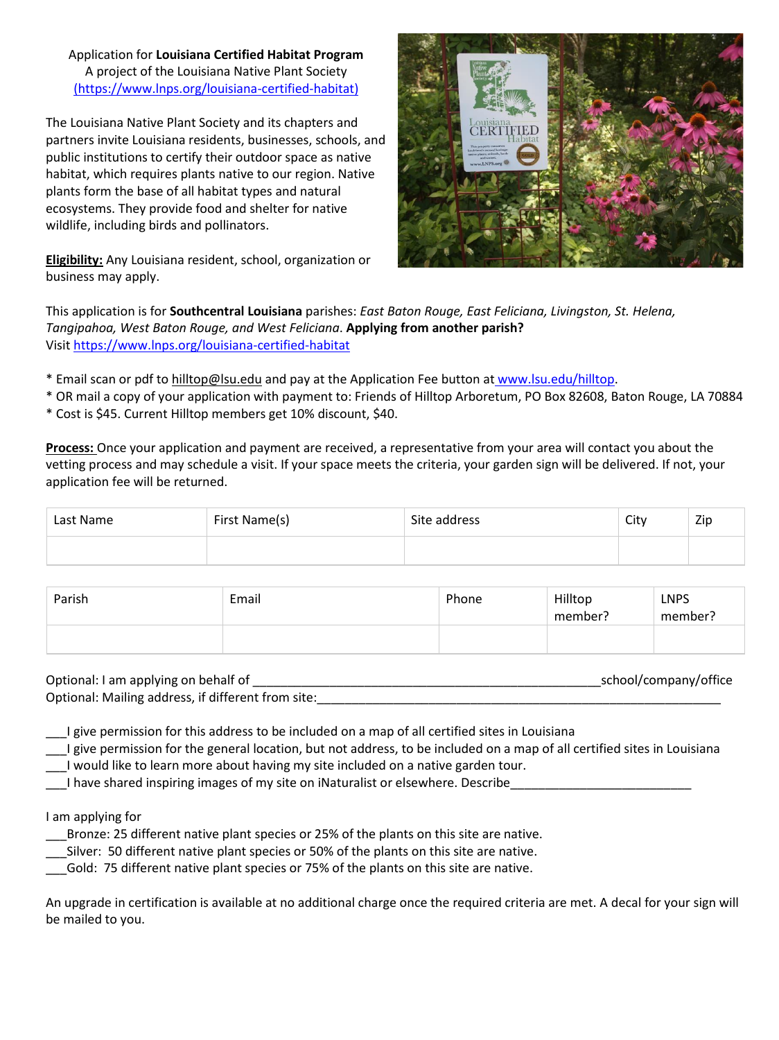Application for **Louisiana Certified Habitat Program**
A project of the Louisiana Native Plant Society
(https://www.lnps.org/louisiana-certified-habitat)

The Louisiana Native Plant Society and its chapters and partners invite Louisiana residents, businesses, schools, and public institutions to certify their outdoor space as native habitat, which requires plants native to our region. Native plants form the base of all habitat types and natural ecosystems. They provide food and shelter for native wildlife, including birds and pollinators.

**Eligibility:** Any Louisiana resident, school, organization or business may apply.

This application is for **Southcentral Louisiana** parishes: *East Baton Rouge, East Feliciana, Livingston, St. Helena, Tangipahoa, West Baton Rouge, and West Feliciana*. **Applying from another parish?**
Visit https://www.lnps.org/louisiana-certified-habitat

* Email scan or pdf to hilltop@lsu.edu and pay at the Application Fee button at www.lsu.edu/hilltop.
* OR mail a copy of your application with payment to: Friends of Hilltop Arboretum, PO Box 82608, Baton Rouge, LA 70884
* Cost is $45. Current Hilltop members get 10% discount, $40.

**Process:** Once your application and payment are received, a representative from your area will contact you about the vetting process and may schedule a visit. If your space meets the criteria, your garden sign will be delivered. If not, your application fee will be returned.

| Last Name | First Name(s) | Site address | City | Zip |
|---|---|---|---|---|
| | | | | |

| Parish | Email | Phone | Hilltop member? | LNPS member? |
|---|---|---|---|---|
| | | | | |

Optional: I am applying on behalf of ___________________________________________________school/company/office
Optional: Mailing address, if different from site:____________________________________________________________

___I give permission for this address to be included on a map of all certified sites in Louisiana
___I give permission for the general location, but not address, to be included on a map of all certified sites in Louisiana
___I would like to learn more about having my site included on a native garden tour.
___I have shared inspiring images of my site on iNaturalist or elsewhere. Describe__________________________

I am applying for
___Bronze: 25 different native plant species or 25% of the plants on this site are native.
___Silver: 50 different native plant species or 50% of the plants on this site are native.
___Gold: 75 different native plant species or 75% of the plants on this site are native.

An upgrade in certification is available at no additional charge once the required criteria are met. A decal for your sign will be mailed to you.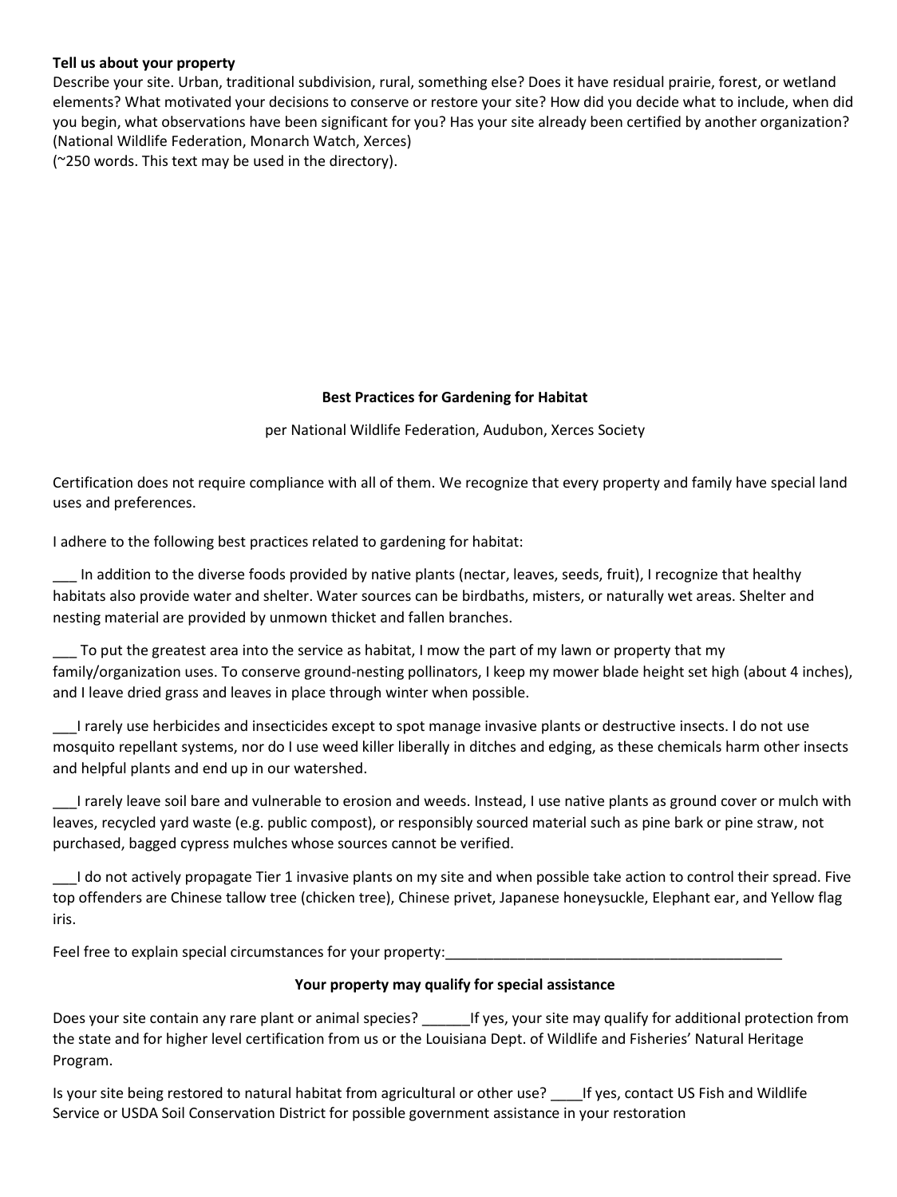**Tell us about your property**

Describe your site. Urban, traditional subdivision, rural, something else? Does it have residual prairie, forest, or wetland elements? What motivated your decisions to conserve or restore your site? How did you decide what to include, when did you begin, what observations have been significant for you? Has your site already been certified by another organization? (National Wildlife Federation, Monarch Watch, Xerces)

(~250 words. This text may be used in the directory).

**Best Practices for Gardening for Habitat**

per National Wildlife Federation, Audubon, Xerces Society

Certification does not require compliance with all of them. We recognize that every property and family have special land uses and preferences.

I adhere to the following best practices related to gardening for habitat:

___ In addition to the diverse foods provided by native plants (nectar, leaves, seeds, fruit), I recognize that healthy habitats also provide water and shelter. Water sources can be birdbaths, misters, or naturally wet areas. Shelter and nesting material are provided by unmown thicket and fallen branches.

___ To put the greatest area into the service as habitat, I mow the part of my lawn or property that my family/organization uses. To conserve ground-nesting pollinators, I keep my mower blade height set high (about 4 inches), and I leave dried grass and leaves in place through winter when possible.

___I rarely use herbicides and insecticides except to spot manage invasive plants or destructive insects. I do not use mosquito repellant systems, nor do I use weed killer liberally in ditches and edging, as these chemicals harm other insects and helpful plants and end up in our watershed.

___I rarely leave soil bare and vulnerable to erosion and weeds. Instead, I use native plants as ground cover or mulch with leaves, recycled yard waste (e.g. public compost), or responsibly sourced material such as pine bark or pine straw, not purchased, bagged cypress mulches whose sources cannot be verified.

___I do not actively propagate Tier 1 invasive plants on my site and when possible take action to control their spread. Five top offenders are Chinese tallow tree (chicken tree), Chinese privet, Japanese honeysuckle, Elephant ear, and Yellow flag iris.

Feel free to explain special circumstances for your property:___________________________________________

**Your property may qualify for special assistance**

Does your site contain any rare plant or animal species? ______If yes, your site may qualify for additional protection from the state and for higher level certification from us or the Louisiana Dept. of Wildlife and Fisheries' Natural Heritage Program.

Is your site being restored to natural habitat from agricultural or other use? ____If yes, contact US Fish and Wildlife Service or USDA Soil Conservation District for possible government assistance in your restoration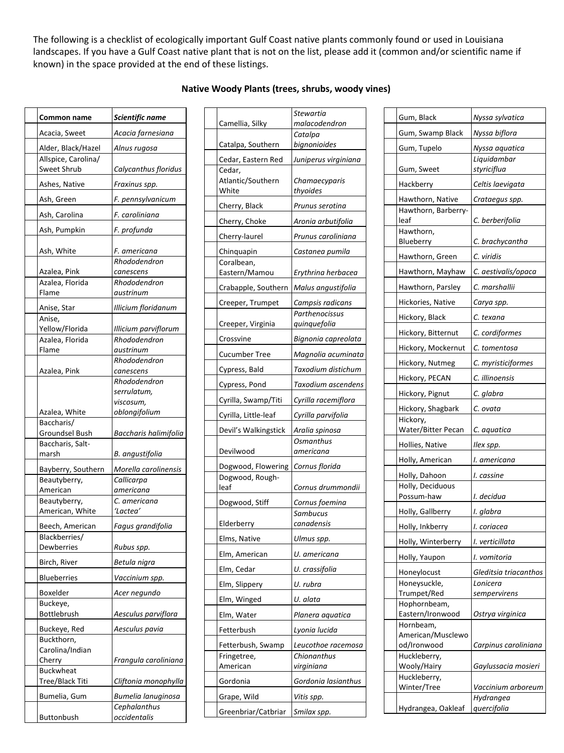The following is a checklist of ecologically important Gulf Coast native plants commonly found or used in Louisiana landscapes. If you have a Gulf Coast native plant that is not on the list, please add it (common and/or scientific name if known) in the space provided at the end of these listings.

## Native Woody Plants (trees, shrubs, woody vines)

| | Common name | Scientific name |
|---|---|---|
| | Acacia, Sweet | *Acacia farnesiana* |
| | Alder, Black/Hazel | *Alnus rugosa* |
| | Allspice, Carolina/ Sweet Shrub | *Calycanthus floridus* |
| | Ashes, Native | *Fraxinus spp.* |
| | Ash, Green | *F. pennsylvanicum* |
| | Ash, Carolina | *F. caroliniana* |
| | Ash, Pumpkin | *F. profunda* |
| | Ash, White | *F. americana* |
| | Azalea, Pink | *Rhododendron canescens* |
| | Azalea, Florida Flame | *Rhododendron austrinum* |
| | Anise, Star | *Illicium floridanum* |
| | Anise, Yellow/Florida | *Illicium parviflorum* |
| | Azalea, Florida Flame | *Rhododendron austrinum* |
| | Azalea, Pink | *Rhododendron canescens* |
| | Azalea, White | *Rhododendron serrulatum, viscosum, oblongifolium* |
| | Baccharis/ Groundsel Bush | *Baccharis halimifolia* |
| | Baccharis, Salt-marsh | *B. angustifolia* |
| | Bayberry, Southern | *Morella carolinensis* |
| | Beautyberry, American | *Callicarpa americana* |
| | Beautyberry, American, White | *C. americana 'Lactea'* |
| | Beech, American | *Fagus grandifolia* |
| | Blackberries/ Dewberries | *Rubus spp.* |
| | Birch, River | *Betula nigra* |
| | Blueberries | *Vaccinium spp.* |
| | Boxelder | *Acer negundo* |
| | Buckeye, Bottlebrush | *Aesculus parviflora* |
| | Buckeye, Red | *Aesculus pavia* |
| | Buckthorn, Carolina/Indian Cherry | *Frangula caroliniana* |
| | Buckwheat Tree/Black Titi | *Cliftonia monophylla* |
| | Bumelia, Gum | *Bumelia lanuginosa* |
| | Buttonbush | *Cephalanthus occidentalis* |
| | Camellia, Silky | *Stewartia malacodendron* |
| | Catalpa, Southern | *Catalpa bignonioides* |
| | Cedar, Eastern Red | *Juniperus virginiana* |
| | Cedar, Atlantic/Southern White | *Chamaecyparis thyoides* |
| | Cherry, Black | *Prunus serotina* |
| | Cherry, Choke | *Aronia arbutifolia* |
| | Cherry-laurel | *Prunus caroliniana* |
| | Chinquapin | *Castanea pumila* |
| | Coralbean, Eastern/Mamou | *Erythrina herbacea* |
| | Crabapple, Southern | *Malus angustifolia* |
| | Creeper, Trumpet | *Campsis radicans* |
| | Creeper, Virginia | *Parthenocissus quinquefolia* |
| | Crossvine | *Bignonia capreolata* |
| | Cucumber Tree | *Magnolia acuminata* |
| | Cypress, Bald | *Taxodium distichum* |
| | Cypress, Pond | *Taxodium ascendens* |
| | Cyrilla, Swamp/Titi | *Cyrilla racemiflora* |
| | Cyrilla, Little-leaf | *Cyrilla parvifolia* |
| | Devil's Walkingstick | *Aralia spinosa* |
| | Devilwood | *Osmanthus americana* |
| | Dogwood, Flowering | *Cornus florida* |
| | Dogwood, Rough-leaf | *Cornus drummondii* |
| | Dogwood, Stiff | *Cornus foemina* |
| | Elderberry | *Sambucus canadensis* |
| | Elms, Native | *Ulmus spp.* |
| | Elm, American | *U. americana* |
| | Elm, Cedar | *U. crassifolia* |
| | Elm, Slippery | *U. rubra* |
| | Elm, Winged | *U. alata* |
| | Elm, Water | *Planera aquatica* |
| | Fetterbush | *Lyonia lucida* |
| | Fetterbush, Swamp | *Leucothoe racemosa* |
| | Fringetree, American | *Chionanthus virginiana* |
| | Gordonia | *Gordonia lasianthus* |
| | Grape, Wild | *Vitis spp.* |
| | Greenbriar/Catbriar | *Smilax spp.* |
| | Gum, Black | *Nyssa sylvatica* |
| | Gum, Swamp Black | *Nyssa biflora* |
| | Gum, Tupelo | *Nyssa aquatica* |
| | Gum, Sweet | *Liquidambar styriciflua* |
| | Hackberry | *Celtis laevigata* |
| | Hawthorn, Native | *Crataegus spp.* |
| | Hawthorn, Barberry-leaf | *C. berberifolia* |
| | Hawthorn, Blueberry | *C. brachycantha* |
| | Hawthorn, Green | *C. viridis* |
| | Hawthorn, Mayhaw | *C. aestivalis/opaca* |
| | Hawthorn, Parsley | *C. marshallii* |
| | Hickories, Native | *Carya spp.* |
| | Hickory, Black | *C. texana* |
| | Hickory, Bitternut | *C. cordiformes* |
| | Hickory, Mockernut | *C. tomentosa* |
| | Hickory, Nutmeg | *C. myristiciformes* |
| | Hickory, PECAN | *C. illinoensis* |
| | Hickory, Pignut | *C. glabra* |
| | Hickory, Shagbark | *C. ovata* |
| | Hickory, Water/Bitter Pecan | *C. aquatica* |
| | Hollies, Native | *Ilex spp.* |
| | Holly, American | *I. americana* |
| | Holly, Dahoon | *I. cassine* |
| | Holly, Deciduous Possum-haw | *I. decidua* |
| | Holly, Gallberry | *I. glabra* |
| | Holly, Inkberry | *I. coriacea* |
| | Holly, Winterberry | *I. verticillata* |
| | Holly, Yaupon | *I. vomitoria* |
| | Honeylocust | *Gleditsia triacanthos* |
| | Honeysuckle, Trumpet/Red | *Lonicera sempervirens* |
| | Hophornbeam, Eastern/Ironwood | *Ostrya virginica* |
| | Hornbeam, American/Musclewood/Ironwood | *Carpinus caroliniana* |
| | Huckleberry, Wooly/Hairy | *Gaylussacia mosieri* |
| | Huckleberry, Winter/Tree | *Vaccinium arboreum* |
| | Hydrangea, Oakleaf | *Hydrangea quercifolia* |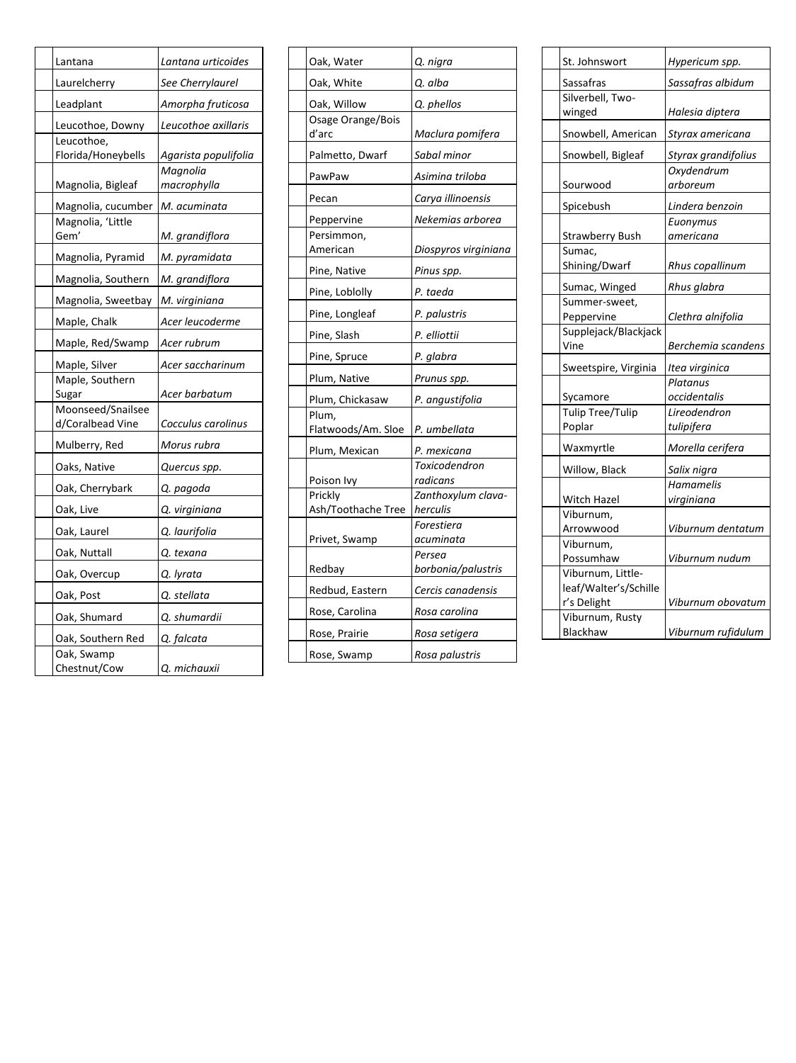| | Common Name | Scientific Name |
|---|---|---|
| | Lantana | *Lantana urticoides* |
| | Laurelcherry | *See Cherrylaurel* |
| | Leadplant | *Amorpha fruticosa* |
| | Leucothoe, Downy | *Leucothoe axillaris* |
| | Leucothoe, Florida/Honeybells | *Agarista populifolia* |
| | Magnolia, Bigleaf | *Magnolia macrophylla* |
| | Magnolia, cucumber | *M. acuminata* |
| | Magnolia, 'Little Gem' | *M. grandiflora* |
| | Magnolia, Pyramid | *M. pyramidata* |
| | Magnolia, Southern | *M. grandiflora* |
| | Magnolia, Sweetbay | *M. virginiana* |
| | Maple, Chalk | *Acer leucoderme* |
| | Maple, Red/Swamp | *Acer rubrum* |
| | Maple, Silver | *Acer saccharinum* |
| | Maple, Southern Sugar | *Acer barbatum* |
| | Moonseed/Snailseed/Coralbead Vine | *Cocculus carolinus* |
| | Mulberry, Red | *Morus rubra* |
| | Oaks, Native | *Quercus spp.* |
| | Oak, Cherrybark | *Q. pagoda* |
| | Oak, Live | *Q. virginiana* |
| | Oak, Laurel | *Q. laurifolia* |
| | Oak, Nuttall | *Q. texana* |
| | Oak, Overcup | *Q. lyrata* |
| | Oak, Post | *Q. stellata* |
| | Oak, Shumard | *Q. shumardii* |
| | Oak, Southern Red | *Q. falcata* |
| | Oak, Swamp Chestnut/Cow | *Q. michauxii* |
| | Oak, Water | *Q. nigra* |
| | Oak, White | *Q. alba* |
| | Oak, Willow | *Q. phellos* |
| | Osage Orange/Bois d'arc | *Maclura pomifera* |
| | Palmetto, Dwarf | *Sabal minor* |
| | PawPaw | *Asimina triloba* |
| | Pecan | *Carya illinoensis* |
| | Peppervine | *Nekemias arborea* |
| | Persimmon, American | *Diospyros virginiana* |
| | Pine, Native | *Pinus spp.* |
| | Pine, Loblolly | *P. taeda* |
| | Pine, Longleaf | *P. palustris* |
| | Pine, Slash | *P. elliottii* |
| | Pine, Spruce | *P. glabra* |
| | Plum, Native | *Prunus spp.* |
| | Plum, Chickasaw | *P. angustifolia* |
| | Plum, Flatwoods/Am. Sloe | *P. umbellata* |
| | Plum, Mexican | *P. mexicana* |
| | Poison Ivy | *Toxicodendron radicans* |
| | Prickly Ash/Toothache Tree | *Zanthoxylum clava-herculis* |
| | Privet, Swamp | *Forestiera acuminata* |
| | Redbay | *Persea borbonia/palustris* |
| | Redbud, Eastern | *Cercis canadensis* |
| | Rose, Carolina | *Rosa carolina* |
| | Rose, Prairie | *Rosa setigera* |
| | Rose, Swamp | *Rosa palustris* |
| | St. Johnswort | *Hypericum spp.* |
| | Sassafras | *Sassafras albidum* |
| | Silverbell, Two-winged | *Halesia diptera* |
| | Snowbell, American | *Styrax americana* |
| | Snowbell, Bigleaf | *Styrax grandifolius* |
| | Sourwood | *Oxydendrum arboreum* |
| | Spicebush | *Lindera benzoin* |
| | Strawberry Bush | *Euonymus americana* |
| | Sumac, Shining/Dwarf | *Rhus copallinum* |
| | Sumac, Winged | *Rhus glabra* |
| | Summer-sweet, Peppervine | *Clethra alnifolia* |
| | Supplejack/Blackjack Vine | *Berchemia scandens* |
| | Sweetspire, Virginia | *Itea virginica* |
| | Sycamore | *Platanus occidentalis* |
| | Tulip Tree/Tulip Poplar | *Lireodendron tulipifera* |
| | Waxmyrtle | *Morella cerifera* |
| | Willow, Black | *Salix nigra* |
| | Witch Hazel | *Hamamelis virginiana* |
| | Viburnum, Arrowwood | *Viburnum dentatum* |
| | Viburnum, Possumhaw | *Viburnum nudum* |
| | Viburnum, Little-leaf/Walter's/Schiller's Delight | *Viburnum obovatum* |
| | Viburnum, Rusty Blackhaw | *Viburnum rufidulum* |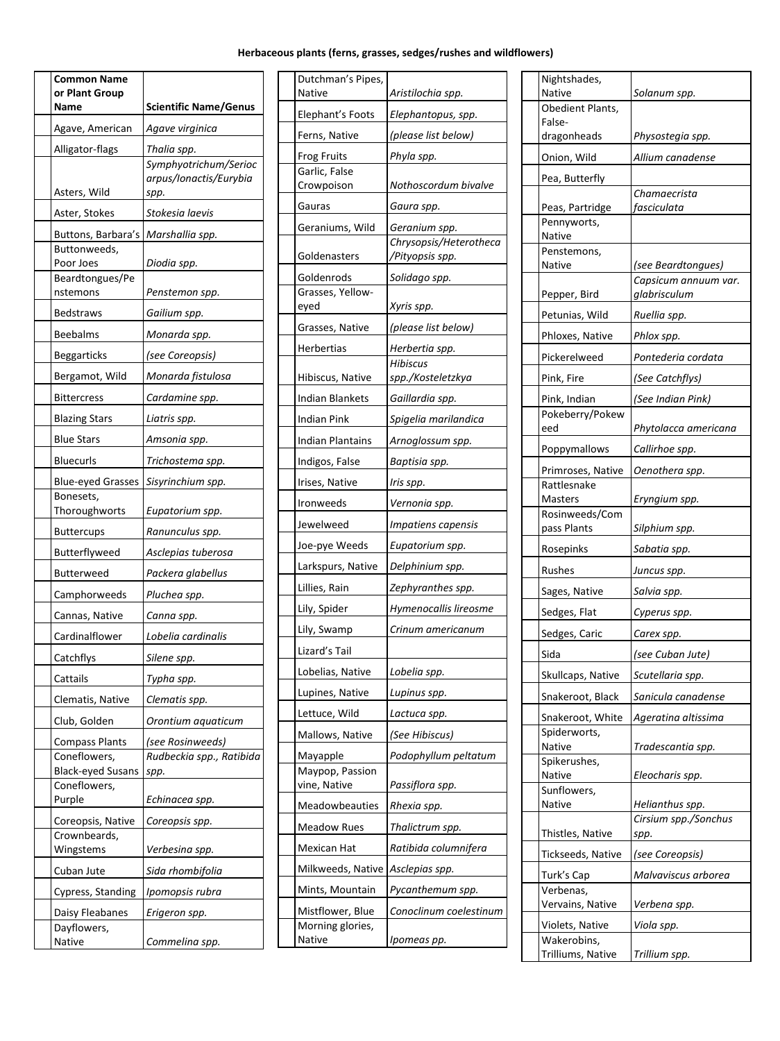**Herbaceous plants (ferns, grasses, sedges/rushes and wildflowers)**

| | Common Name or Plant Group Name | Scientific Name/Genus |
|---|---|---|
| | Agave, American | *Agave virginica* |
| | Alligator-flags | *Thalia spp.* |
| | Asters, Wild | *Symphyotrichum/Sericocarpus/Ionactis/Eurybia spp.* |
| | Aster, Stokes | *Stokesia laevis* |
| | Buttons, Barbara's | *Marshallia spp.* |
| | Buttonweeds, Poor Joes | *Diodia spp.* |
| | Beardtongues/Penstemons | *Penstemon spp.* |
| | Bedstraws | *Gailium spp.* |
| | Beebalms | *Monarda spp.* |
| | Beggarticks | *(see Coreopsis)* |
| | Bergamot, Wild | *Monarda fistulosa* |
| | Bittercress | *Cardamine spp.* |
| | Blazing Stars | *Liatris spp.* |
| | Blue Stars | *Amsonia spp.* |
| | Bluecurls | *Trichostema spp.* |
| | Blue-eyed Grasses | *Sisyrinchium spp.* |
| | Bonesets, Thoroughworts | *Eupatorium spp.* |
| | Buttercups | *Ranunculus spp.* |
| | Butterflyweed | *Asclepias tuberosa* |
| | Butterweed | *Packera glabellus* |
| | Camphorweeds | *Pluchea spp.* |
| | Cannas, Native | *Canna spp.* |
| | Cardinalflower | *Lobelia cardinalis* |
| | Catchflys | *Silene spp.* |
| | Cattails | *Typha spp.* |
| | Clematis, Native | *Clematis spp.* |
| | Club, Golden | *Orontium aquaticum* |
| | Compass Plants | *(see Rosinweeds)* |
| | Coneflowers, Black-eyed Susans | *Rudbeckia spp., Ratibida spp.* |
| | Coneflowers, Purple | *Echinacea spp.* |
| | Coreopsis, Native | *Coreopsis spp.* |
| | Crownbeards, Wingstems | *Verbesina spp.* |
| | Cuban Jute | *Sida rhombifolia* |
| | Cypress, Standing | *Ipomopsis rubra* |
| | Daisy Fleabanes | *Erigeron spp.* |
| | Dayflowers, Native | *Commelina spp.* |
| | Dutchman's Pipes, Native | *Aristilochia spp.* |
| | Elephant's Foots | *Elephantopus, spp.* |
| | Ferns, Native | *(please list below)* |
| | Frog Fruits | *Phyla spp.* |
| | Garlic, False Crowpoison | *Nothoscordum bivalve* |
| | Gauras | *Gaura spp.* |
| | Geraniums, Wild | *Geranium spp.* |
| | Goldenasters | *Chrysopsis/Heterotheca/Pityopsis spp.* |
| | Goldenrods | *Solidago spp.* |
| | Grasses, Yellow-eyed | *Xyris spp.* |
| | Grasses, Native | *(please list below)* |
| | Herbertias | *Herbertia spp.* |
| | Hibiscus, Native | *Hibiscus spp./Kosteletzkya* |
| | Indian Blankets | *Gaillardia spp.* |
| | Indian Pink | *Spigelia marilandica* |
| | Indian Plantains | *Arnoglossum spp.* |
| | Indigos, False | *Baptisia spp.* |
| | Irises, Native | *Iris spp.* |
| | Ironweeds | *Vernonia spp.* |
| | Jewelweed | *Impatiens capensis* |
| | Joe-pye Weeds | *Eupatorium spp.* |
| | Larkspurs, Native | *Delphinium spp.* |
| | Lillies, Rain | *Zephyranthes spp.* |
| | Lily, Spider | *Hymenocallis lireosme* |
| | Lily, Swamp | *Crinum americanum* |
| | Lizard's Tail | |
| | Lobelias, Native | *Lobelia spp.* |
| | Lupines, Native | *Lupinus spp.* |
| | Lettuce, Wild | *Lactuca spp.* |
| | Mallows, Native | *(See Hibiscus)* |
| | Mayapple | *Podophyllum peltatum* |
| | Maypop, Passion vine, Native | *Passiflora spp.* |
| | Meadowbeauties | *Rhexia spp.* |
| | Meadow Rues | *Thalictrum spp.* |
| | Mexican Hat | *Ratibida columnifera* |
| | Milkweeds, Native | *Asclepias spp.* |
| | Mints, Mountain | *Pycanthemum spp.* |
| | Mistflower, Blue | *Conoclinum coelestinum* |
| | Morning glories, Native | *Ipomeas pp.* |
| | Nightshades, Native | *Solanum spp.* |
| | Obedient Plants, False-dragonheads | *Physostegia spp.* |
| | Onion, Wild | *Allium canadense* |
| | Pea, Butterfly | |
| | Peas, Partridge | *Chamaecrista fasciculata* |
| | Pennyworts, Native | |
| | Penstemons, Native | *(see Beardtongues)* |
| | Pepper, Bird | *Capsicum annuum var. glabrisculum* |
| | Petunias, Wild | *Ruellia spp.* |
| | Phloxes, Native | *Phlox spp.* |
| | Pickerelweed | *Pontederia cordata* |
| | Pink, Fire | *(See Catchflys)* |
| | Pink, Indian | *(See Indian Pink)* |
| | Pokeberry/Pokeweed | *Phytolacca americana* |
| | Poppymallows | *Callirhoe spp.* |
| | Primroses, Native | *Oenothera spp.* |
| | Rattlesnake Masters | *Eryngium spp.* |
| | Rosinweeds/Compass Plants | *Silphium spp.* |
| | Rosepinks | *Sabatia spp.* |
| | Rushes | *Juncus spp.* |
| | Sages, Native | *Salvia spp.* |
| | Sedges, Flat | *Cyperus spp.* |
| | Sedges, Caric | *Carex spp.* |
| | Sida | *(see Cuban Jute)* |
| | Skullcaps, Native | *Scutellaria spp.* |
| | Snakeroot, Black | *Sanicula canadense* |
| | Snakeroot, White | *Ageratina altissima* |
| | Spiderworts, Native | *Tradescantia spp.* |
| | Spikerushes, Native | *Eleocharis spp.* |
| | Sunflowers, Native | *Helianthus spp.* |
| | Thistles, Native | *Cirsium spp./Sonchus spp.* |
| | Tickseeds, Native | *(see Coreopsis)* |
| | Turk's Cap | *Malvaviscus arborea* |
| | Verbenas, Vervains, Native | *Verbena spp.* |
| | Violets, Native | *Viola spp.* |
| | Wakerobins, Trilliums, Native | *Trillium spp.* |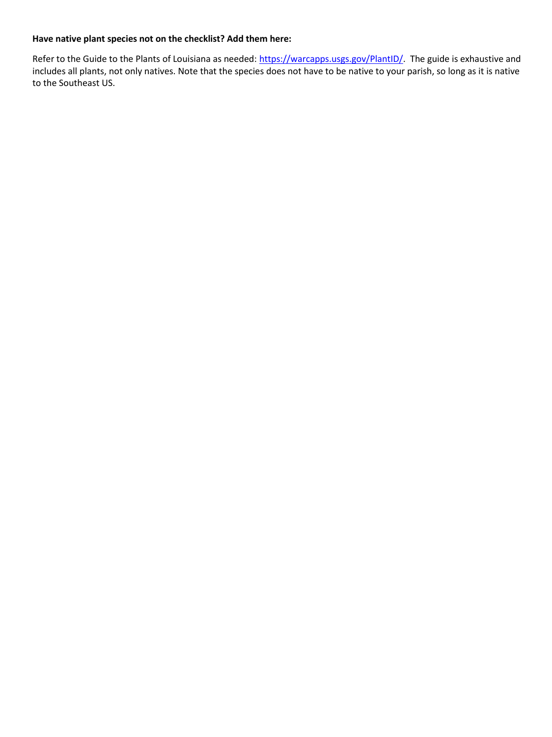**Have native plant species not on the checklist? Add them here:**

Refer to the Guide to the Plants of Louisiana as needed: [https://warcapps.usgs.gov/PlantID/](https://warcapps.usgs.gov/PlantID/). The guide is exhaustive and includes all plants, not only natives. Note that the species does not have to be native to your parish, so long as it is native to the Southeast US.